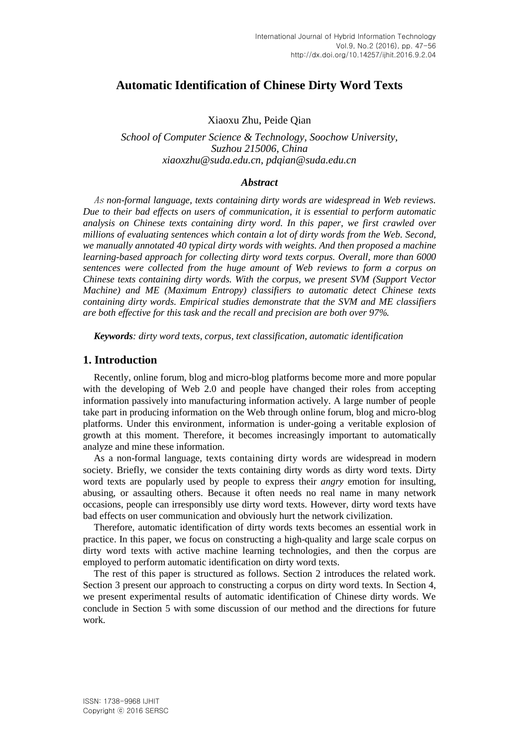# Automatic Identification of Chinese Dirty Word Texts

Xiaoxu Zhu, Peide Qian

*School of Computer Science & Technology, Soochow University,*
*Suzhou 215006, China*
*xiaoxzhu@suda.edu.cn, pdqian@suda.edu.cn*

### *Abstract*

*As non-formal language, texts containing dirty words are widespread in Web reviews. Due to their bad effects on users of communication, it is essential to perform automatic analysis on Chinese texts containing dirty word. In this paper, we first crawled over millions of evaluating sentences which contain a lot of dirty words from the Web. Second, we manually annotated 40 typical dirty words with weights. And then proposed a machine learning-based approach for collecting dirty word texts corpus. Overall, more than 6000 sentences were collected from the huge amount of Web reviews to form a corpus on Chinese texts containing dirty words. With the corpus, we present SVM (Support Vector Machine) and ME (Maximum Entropy) classifiers to automatic detect Chinese texts containing dirty words. Empirical studies demonstrate that the SVM and ME classifiers are both effective for this task and the recall and precision are both over 97%.*

***Keywords**: dirty word texts, corpus, text classification, automatic identification*

## 1. Introduction

Recently, online forum, blog and micro-blog platforms become more and more popular with the developing of Web 2.0 and people have changed their roles from accepting information passively into manufacturing information actively. A large number of people take part in producing information on the Web through online forum, blog and micro-blog platforms. Under this environment, information is under-going a veritable explosion of growth at this moment. Therefore, it becomes increasingly important to automatically analyze and mine these information.

As a non-formal language, texts containing dirty words are widespread in modern society. Briefly, we consider the texts containing dirty words as dirty word texts. Dirty word texts are popularly used by people to express their *angry* emotion for insulting, abusing, or assaulting others. Because it often needs no real name in many network occasions, people can irresponsibly use dirty word texts. However, dirty word texts have bad effects on user communication and obviously hurt the network civilization.

Therefore, automatic identification of dirty words texts becomes an essential work in practice. In this paper, we focus on constructing a high-quality and large scale corpus on dirty word texts with active machine learning technologies, and then the corpus are employed to perform automatic identification on dirty word texts.

The rest of this paper is structured as follows. Section 2 introduces the related work. Section 3 present our approach to constructing a corpus on dirty word texts. In Section 4, we present experimental results of automatic identification of Chinese dirty words. We conclude in Section 5 with some discussion of our method and the directions for future work.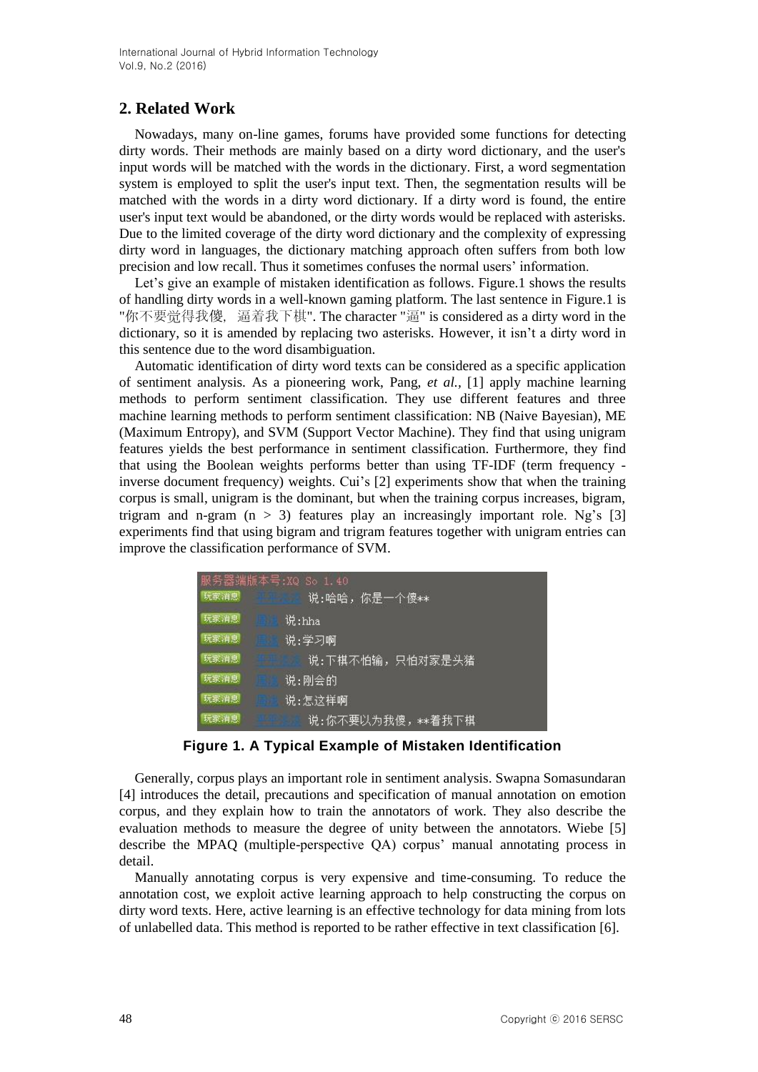## 2. Related Work

Nowadays, many on-line games, forums have provided some functions for detecting dirty words. Their methods are mainly based on a dirty word dictionary, and the user's input words will be matched with the words in the dictionary. First, a word segmentation system is employed to split the user's input text. Then, the segmentation results will be matched with the words in a dirty word dictionary. If a dirty word is found, the entire user's input text would be abandoned, or the dirty words would be replaced with asterisks. Due to the limited coverage of the dirty word dictionary and the complexity of expressing dirty word in languages, the dictionary matching approach often suffers from both low precision and low recall. Thus it sometimes confuses the normal users' information.

Let's give an example of mistaken identification as follows. Figure.1 shows the results of handling dirty words in a well-known gaming platform. The last sentence in Figure.1 is "你不要觉得我傻，逼着我下棋". The character "逼" is considered as a dirty word in the dictionary, so it is amended by replacing two asterisks. However, it isn't a dirty word in this sentence due to the word disambiguation.

Automatic identification of dirty word texts can be considered as a specific application of sentiment analysis. As a pioneering work, Pang, *et al.*, [1] apply machine learning methods to perform sentiment classification. They use different features and three machine learning methods to perform sentiment classification: NB (Naive Bayesian), ME (Maximum Entropy), and SVM (Support Vector Machine). They find that using unigram features yields the best performance in sentiment classification. Furthermore, they find that using the Boolean weights performs better than using TF-IDF (term frequency - inverse document frequency) weights. Cui's [2] experiments show that when the training corpus is small, unigram is the dominant, but when the training corpus increases, bigram, trigram and n-gram ($n > 3$) features play an increasingly important role. Ng's [3] experiments find that using bigram and trigram features together with unigram entries can improve the classification performance of SVM.

**Figure 1. A Typical Example of Mistaken Identification**

Generally, corpus plays an important role in sentiment analysis. Swapna Somasundaran [4] introduces the detail, precautions and specification of manual annotation on emotion corpus, and they explain how to train the annotators of work. They also describe the evaluation methods to measure the degree of unity between the annotators. Wiebe [5] describe the MPAQ (multiple-perspective QA) corpus' manual annotating process in detail.

Manually annotating corpus is very expensive and time-consuming. To reduce the annotation cost, we exploit active learning approach to help constructing the corpus on dirty word texts. Here, active learning is an effective technology for data mining from lots of unlabelled data. This method is reported to be rather effective in text classification [6].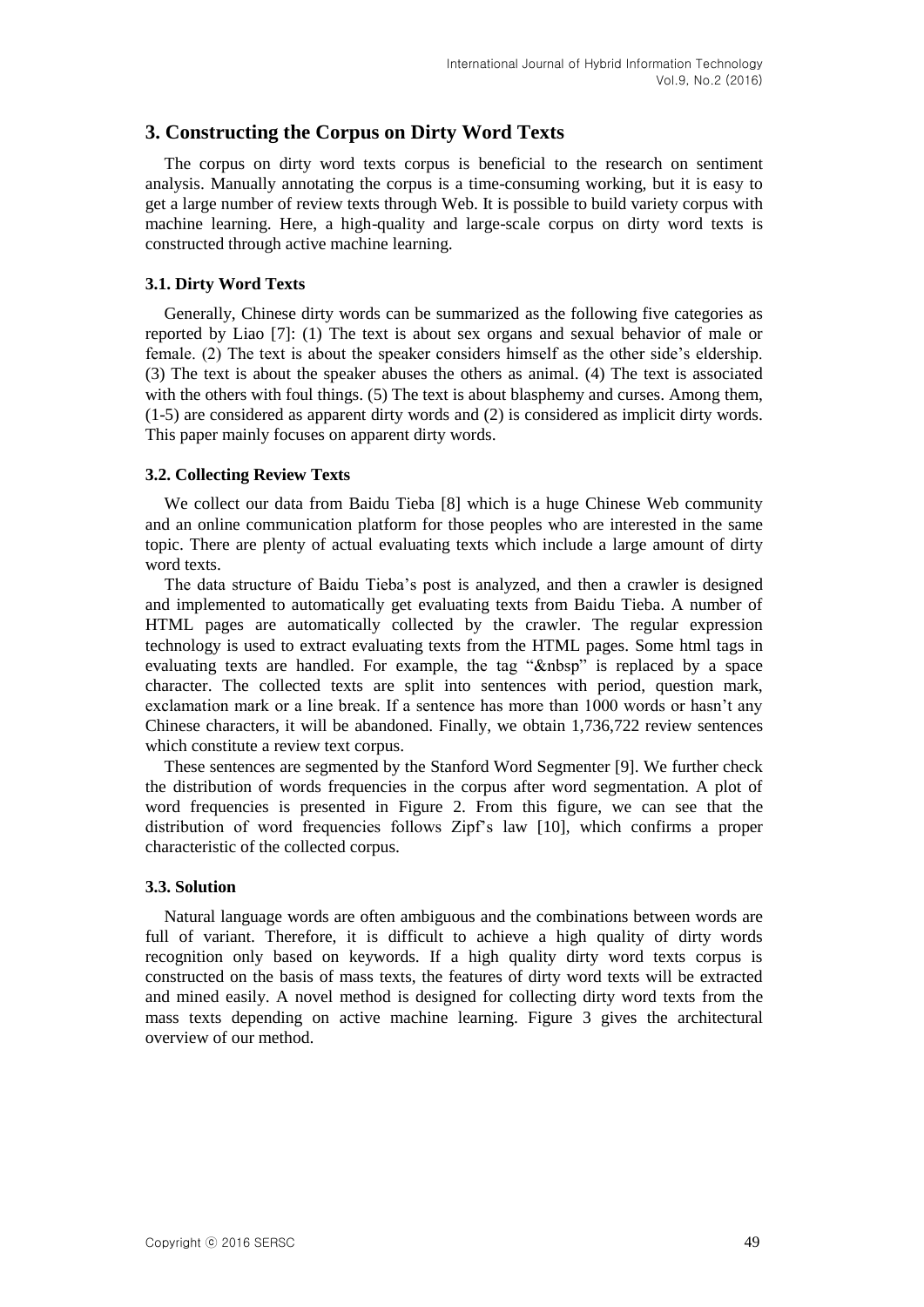## 3. Constructing the Corpus on Dirty Word Texts

The corpus on dirty word texts corpus is beneficial to the research on sentiment analysis. Manually annotating the corpus is a time-consuming working, but it is easy to get a large number of review texts through Web. It is possible to build variety corpus with machine learning. Here, a high-quality and large-scale corpus on dirty word texts is constructed through active machine learning.

### 3.1. Dirty Word Texts

Generally, Chinese dirty words can be summarized as the following five categories as reported by Liao [7]: (1) The text is about sex organs and sexual behavior of male or female. (2) The text is about the speaker considers himself as the other side's eldership. (3) The text is about the speaker abuses the others as animal. (4) The text is associated with the others with foul things. (5) The text is about blasphemy and curses. Among them, (1-5) are considered as apparent dirty words and (2) is considered as implicit dirty words. This paper mainly focuses on apparent dirty words.

### 3.2. Collecting Review Texts

We collect our data from Baidu Tieba [8] which is a huge Chinese Web community and an online communication platform for those peoples who are interested in the same topic. There are plenty of actual evaluating texts which include a large amount of dirty word texts.

The data structure of Baidu Tieba's post is analyzed, and then a crawler is designed and implemented to automatically get evaluating texts from Baidu Tieba. A number of HTML pages are automatically collected by the crawler. The regular expression technology is used to extract evaluating texts from the HTML pages. Some html tags in evaluating texts are handled. For example, the tag "&nbsp" is replaced by a space character. The collected texts are split into sentences with period, question mark, exclamation mark or a line break. If a sentence has more than 1000 words or hasn't any Chinese characters, it will be abandoned. Finally, we obtain 1,736,722 review sentences which constitute a review text corpus.

These sentences are segmented by the Stanford Word Segmenter [9]. We further check the distribution of words frequencies in the corpus after word segmentation. A plot of word frequencies is presented in Figure 2. From this figure, we can see that the distribution of word frequencies follows Zipf's law [10], which confirms a proper characteristic of the collected corpus.

### 3.3. Solution

Natural language words are often ambiguous and the combinations between words are full of variant. Therefore, it is difficult to achieve a high quality of dirty words recognition only based on keywords. If a high quality dirty word texts corpus is constructed on the basis of mass texts, the features of dirty word texts will be extracted and mined easily. A novel method is designed for collecting dirty word texts from the mass texts depending on active machine learning. Figure 3 gives the architectural overview of our method.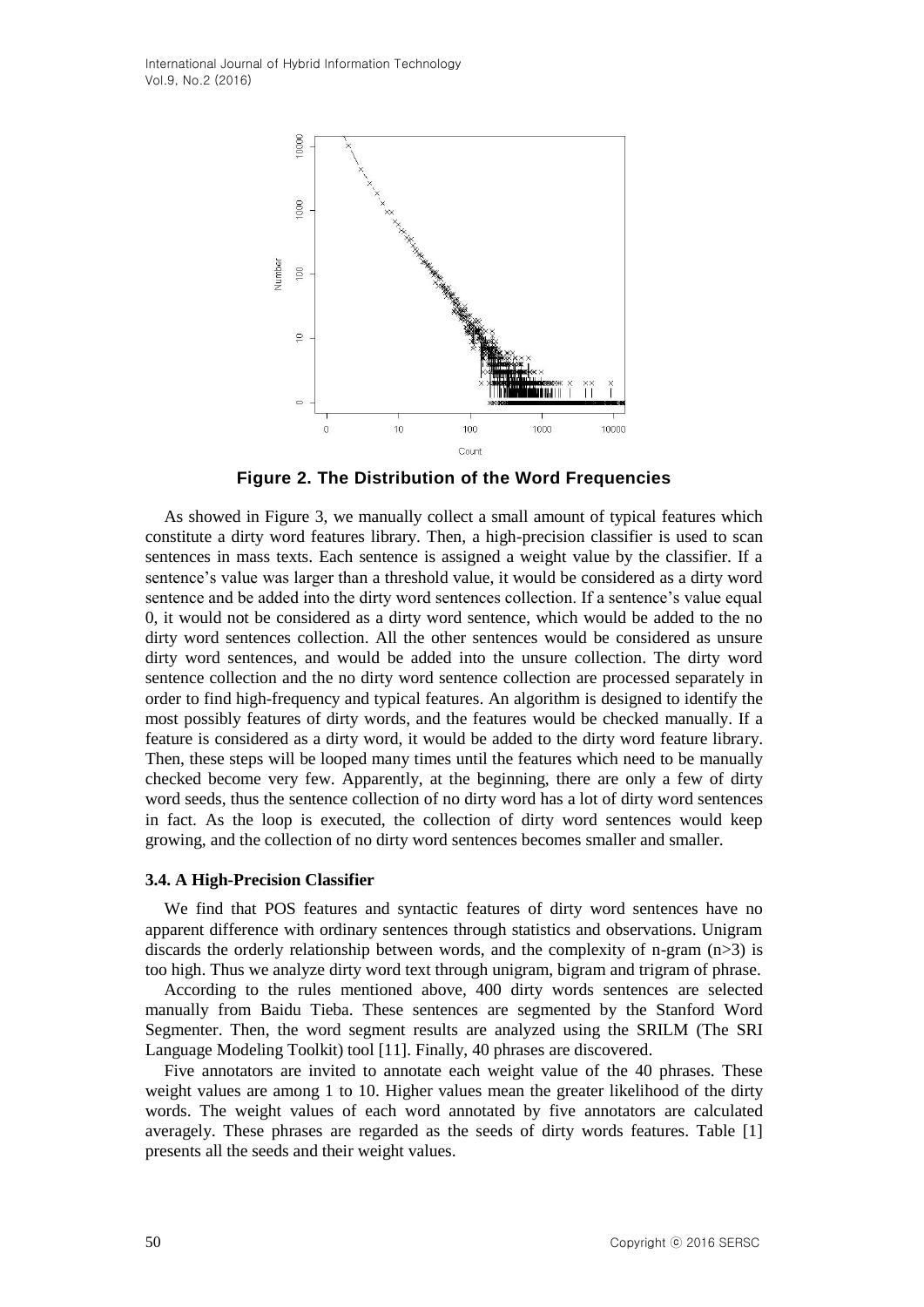**Figure 2. The Distribution of the Word Frequencies**

As showed in Figure 3, we manually collect a small amount of typical features which constitute a dirty word features library. Then, a high-precision classifier is used to scan sentences in mass texts. Each sentence is assigned a weight value by the classifier. If a sentence's value was larger than a threshold value, it would be considered as a dirty word sentence and be added into the dirty word sentences collection. If a sentence's value equal 0, it would not be considered as a dirty word sentence, which would be added to the no dirty word sentences collection. All the other sentences would be considered as unsure dirty word sentences, and would be added into the unsure collection. The dirty word sentence collection and the no dirty word sentence collection are processed separately in order to find high-frequency and typical features. An algorithm is designed to identify the most possibly features of dirty words, and the features would be checked manually. If a feature is considered as a dirty word, it would be added to the dirty word feature library. Then, these steps will be looped many times until the features which need to be manually checked become very few. Apparently, at the beginning, there are only a few of dirty word seeds, thus the sentence collection of no dirty word has a lot of dirty word sentences in fact. As the loop is executed, the collection of dirty word sentences would keep growing, and the collection of no dirty word sentences becomes smaller and smaller.

### 3.4. A High-Precision Classifier

We find that POS features and syntactic features of dirty word sentences have no apparent difference with ordinary sentences through statistics and observations. Unigram discards the orderly relationship between words, and the complexity of n-gram ($n>3$) is too high. Thus we analyze dirty word text through unigram, bigram and trigram of phrase.

According to the rules mentioned above, 400 dirty words sentences are selected manually from Baidu Tieba. These sentences are segmented by the Stanford Word Segmenter. Then, the word segment results are analyzed using the SRILM (The SRI Language Modeling Toolkit) tool [11]. Finally, 40 phrases are discovered.

Five annotators are invited to annotate each weight value of the 40 phrases. These weight values are among 1 to 10. Higher values mean the greater likelihood of the dirty words. The weight values of each word annotated by five annotators are calculated averagely. These phrases are regarded as the seeds of dirty words features. Table [1] presents all the seeds and their weight values.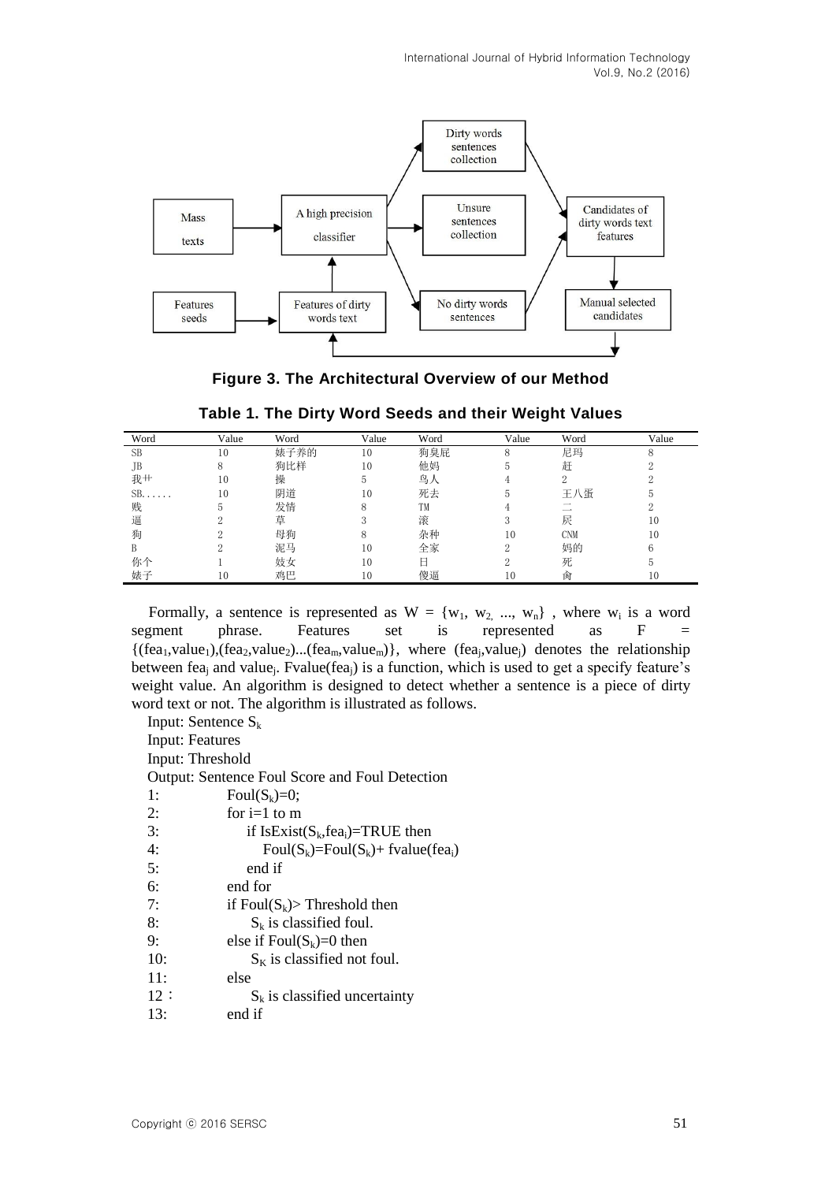Figure 3. The Architectural Overview of our Method

**Table 1. The Dirty Word Seeds and their Weight Values**

| Word | Value | Word | Value | Word | Value | Word | Value |
|---|---|---|---|---|---|---|---|
| SB | 10 | 婊子养的 | 10 | 狗臭屁 | 8 | 尼玛 | 8 |
| JB | 8 | 狗比样 | 10 | 他妈 | 5 | 赶 | 2 |
| 我艹 | 10 | 操 | 5 | 鸟人 | 4 | 2 | 2 |
| SB...... | 10 | 阴道 | 10 | 死去 | 5 | 王八蛋 | 5 |
| 贱 | 5 | 发情 | 8 | TM | 4 | 二 | 2 |
| 逼 | 2 | 草 | 3 | 滚 | 3 | 屄 | 10 |
| 狗 | 2 | 母狗 | 8 | 杂种 | 10 | CNM | 10 |
| B | 2 | 泥马 | 10 | 全家 | 2 | 妈的 | 6 |
| 你个 | 1 | 妓女 | 10 | 日 | 2 | 死 | 5 |
| 婊子 | 10 | 鸡巴 | 10 | 傻逼 | 10 | 禽 | 10 |

Formally, a sentence is represented as $W = \{w_1, w_2, ..., w_n\}$ , where $w_i$ is a word segment phrase. Features set is represented as $F = \{(fea_1,value_1),(fea_2,value_2)...(fea_m,value_m)\}$, where $(fea_j,value_j)$ denotes the relationship between $fea_j$ and $value_j$. $Fvalue(fea_j)$ is a function, which is used to get a specify feature's weight value. An algorithm is designed to detect whether a sentence is a piece of dirty word text or not. The algorithm is illustrated as follows.

Input: Sentence $S_k$
Input: Features
Input: Threshold
Output: Sentence Foul Score and Foul Detection

```
1:    Foul(S_k)=0;
2:    for i=1 to m
3:        if IsExist(S_k,fea_i)=TRUE then
4:            Foul(S_k)=Foul(S_k)+ fvalue(fea_i)
5:        end if
6:    end for
7:    if Foul(S_k)> Threshold then
8:        S_k is classified foul.
9:    else if Foul(S_k)=0 then
10:       S_K is classified not foul.
11:   else
12：      S_k is classified uncertainty
13:   end if
```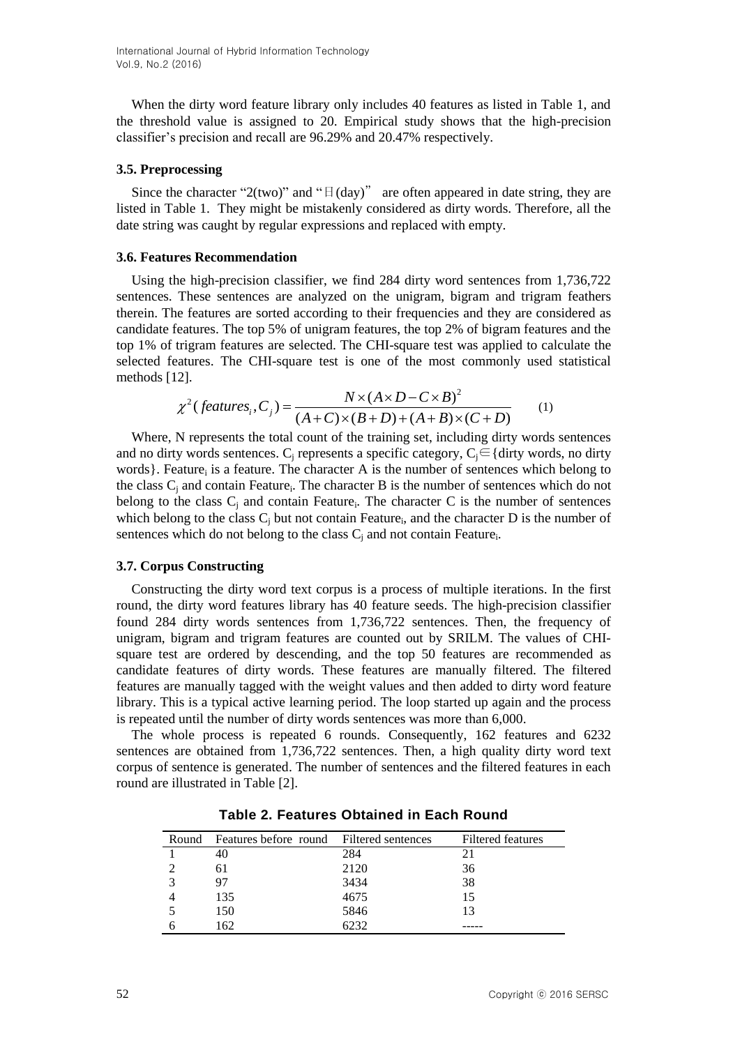When the dirty word feature library only includes 40 features as listed in Table 1, and the threshold value is assigned to 20. Empirical study shows that the high-precision classifier's precision and recall are 96.29% and 20.47% respectively.

### 3.5. Preprocessing

Since the character "2(two)" and "日(day)" are often appeared in date string, they are listed in Table 1. They might be mistakenly considered as dirty words. Therefore, all the date string was caught by regular expressions and replaced with empty.

### 3.6. Features Recommendation

Using the high-precision classifier, we find 284 dirty word sentences from 1,736,722 sentences. These sentences are analyzed on the unigram, bigram and trigram feathers therein. The features are sorted according to their frequencies and they are considered as candidate features. The top 5% of unigram features, the top 2% of bigram features and the top 1% of trigram features are selected. The CHI-square test was applied to calculate the selected features. The CHI-square test is one of the most commonly used statistical methods [12].

$$\chi^2(features_i, C_j) = \frac{N \times (A \times D - C \times B)^2}{(A+C) \times (B+D) + (A+B) \times (C+D)} \quad (1)$$

Where, N represents the total count of the training set, including dirty words sentences and no dirty words sentences. $C_j$ represents a specific category, $C_j \in$ {dirty words, no dirty words}. $Feature_i$ is a feature. The character A is the number of sentences which belong to the class $C_j$ and contain $Feature_i$. The character B is the number of sentences which do not belong to the class $C_j$ and contain $Feature_i$. The character C is the number of sentences which belong to the class $C_j$ but not contain $Feature_i$, and the character D is the number of sentences which do not belong to the class $C_j$ and not contain $Feature_i$.

### 3.7. Corpus Constructing

Constructing the dirty word text corpus is a process of multiple iterations. In the first round, the dirty word features library has 40 feature seeds. The high-precision classifier found 284 dirty words sentences from 1,736,722 sentences. Then, the frequency of unigram, bigram and trigram features are counted out by SRILM. The values of CHI-square test are ordered by descending, and the top 50 features are recommended as candidate features of dirty words. These features are manually filtered. The filtered features are manually tagged with the weight values and then added to dirty word feature library. This is a typical active learning period. The loop started up again and the process is repeated until the number of dirty words sentences was more than 6,000.

The whole process is repeated 6 rounds. Consequently, 162 features and 6232 sentences are obtained from 1,736,722 sentences. Then, a high quality dirty word text corpus of sentence is generated. The number of sentences and the filtered features in each round are illustrated in Table [2].

**Table 2. Features Obtained in Each Round**

| Round | Features before round | Filtered sentences | Filtered features |
|---|---|---|---|
| 1 | 40 | 284 | 21 |
| 2 | 61 | 2120 | 36 |
| 3 | 97 | 3434 | 38 |
| 4 | 135 | 4675 | 15 |
| 5 | 150 | 5846 | 13 |
| 6 | 162 | 6232 | ----- |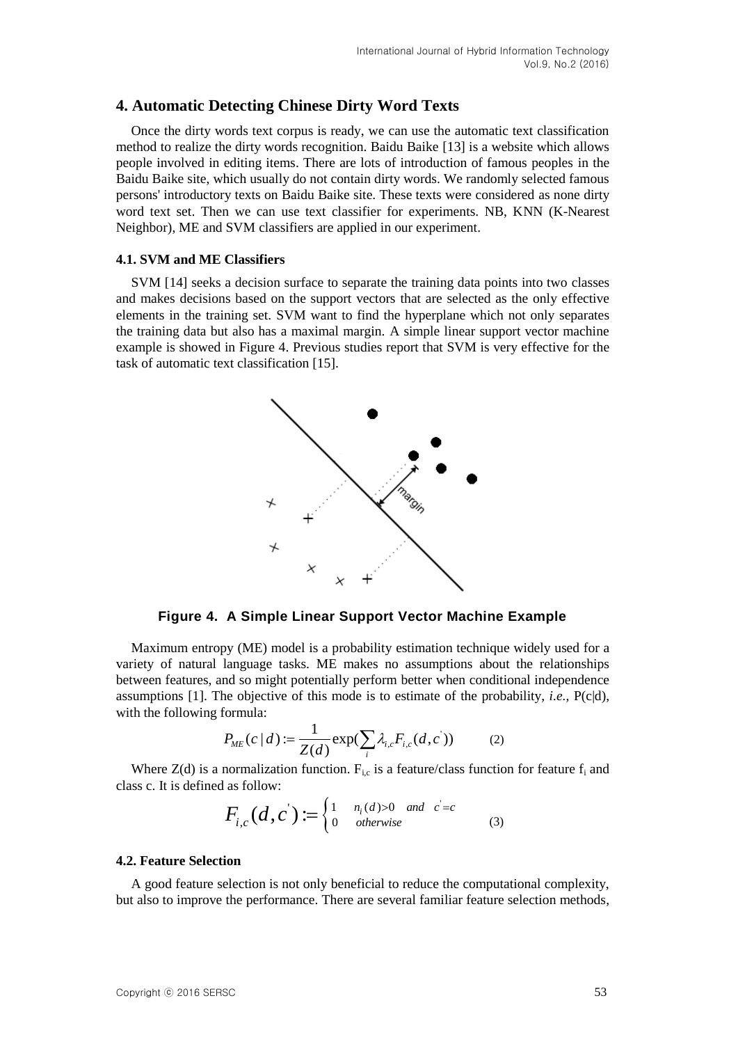## 4. Automatic Detecting Chinese Dirty Word Texts

Once the dirty words text corpus is ready, we can use the automatic text classification method to realize the dirty words recognition. Baidu Baike [13] is a website which allows people involved in editing items. There are lots of introduction of famous peoples in the Baidu Baike site, which usually do not contain dirty words. We randomly selected famous persons' introductory texts on Baidu Baike site. These texts were considered as none dirty word text set. Then we can use text classifier for experiments. NB, KNN (K-Nearest Neighbor), ME and SVM classifiers are applied in our experiment.

### 4.1. SVM and ME Classifiers

SVM [14] seeks a decision surface to separate the training data points into two classes and makes decisions based on the support vectors that are selected as the only effective elements in the training set. SVM want to find the hyperplane which not only separates the training data but also has a maximal margin. A simple linear support vector machine example is showed in Figure 4. Previous studies report that SVM is very effective for the task of automatic text classification [15].

**Figure 4. A Simple Linear Support Vector Machine Example**

Maximum entropy (ME) model is a probability estimation technique widely used for a variety of natural language tasks. ME makes no assumptions about the relationships between features, and so might potentially perform better when conditional independence assumptions [1]. The objective of this mode is to estimate of the probability, *i.e.,* P(c|d), with the following formula:

$$P_{ME}(c\,|\,d) := \frac{1}{Z(d)}\exp\left(\sum_i \lambda_{i,c} F_{i,c}(d, c^{'})\right) \qquad (2)$$

Where Z(d) is a normalization function. $F_{i,c}$ is a feature/class function for feature $f_i$ and class c. It is defined as follow:

$$F_{i,c}(d, c^{'}) := \begin{cases} 1 & n_i(d) > 0 \;\; and \;\; c^{'} = c \\ 0 & otherwise \end{cases} \qquad (3)$$

### 4.2. Feature Selection

A good feature selection is not only beneficial to reduce the computational complexity, but also to improve the performance. There are several familiar feature selection methods,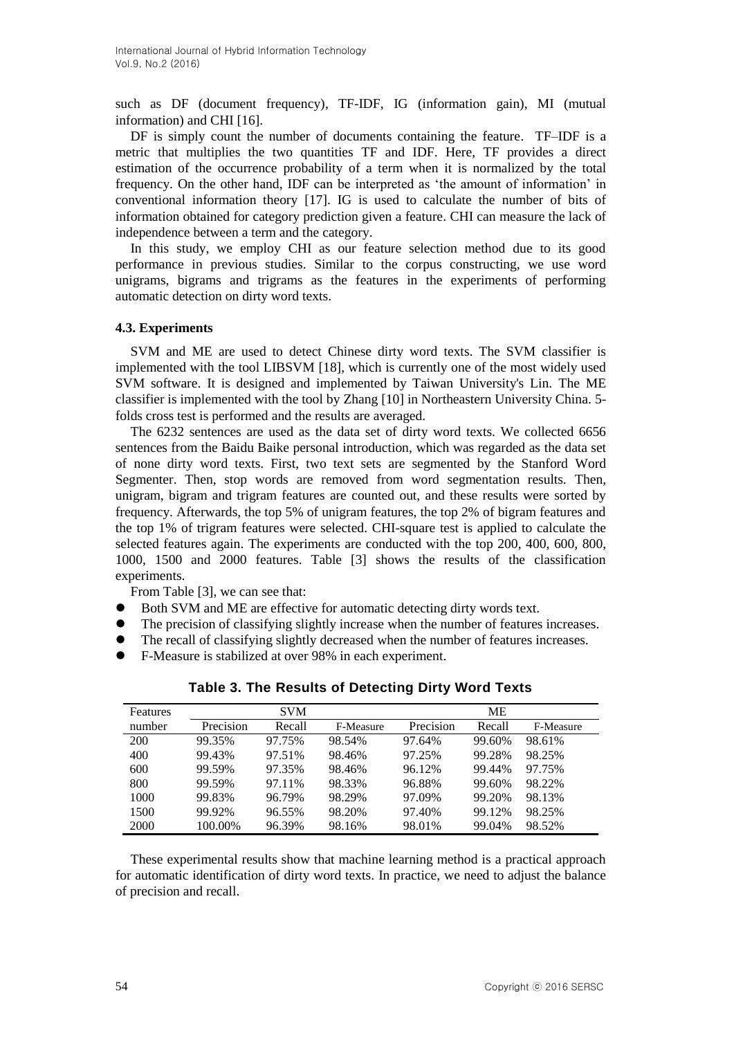such as DF (document frequency), TF-IDF, IG (information gain), MI (mutual information) and CHI [16].

DF is simply count the number of documents containing the feature. TF–IDF is a metric that multiplies the two quantities TF and IDF. Here, TF provides a direct estimation of the occurrence probability of a term when it is normalized by the total frequency. On the other hand, IDF can be interpreted as 'the amount of information' in conventional information theory [17]. IG is used to calculate the number of bits of information obtained for category prediction given a feature. CHI can measure the lack of independence between a term and the category.

In this study, we employ CHI as our feature selection method due to its good performance in previous studies. Similar to the corpus constructing, we use word unigrams, bigrams and trigrams as the features in the experiments of performing automatic detection on dirty word texts.

### 4.3. Experiments

SVM and ME are used to detect Chinese dirty word texts. The SVM classifier is implemented with the tool LIBSVM [18], which is currently one of the most widely used SVM software. It is designed and implemented by Taiwan University's Lin. The ME classifier is implemented with the tool by Zhang [10] in Northeastern University China. 5-folds cross test is performed and the results are averaged.

The 6232 sentences are used as the data set of dirty word texts. We collected 6656 sentences from the Baidu Baike personal introduction, which was regarded as the data set of none dirty word texts. First, two text sets are segmented by the Stanford Word Segmenter. Then, stop words are removed from word segmentation results. Then, unigram, bigram and trigram features are counted out, and these results were sorted by frequency. Afterwards, the top 5% of unigram features, the top 2% of bigram features and the top 1% of trigram features were selected. CHI-square test is applied to calculate the selected features again. The experiments are conducted with the top 200, 400, 600, 800, 1000, 1500 and 2000 features. Table [3] shows the results of the classification experiments.

From Table [3], we can see that:

- Both SVM and ME are effective for automatic detecting dirty words text.
- The precision of classifying slightly increase when the number of features increases.
- The recall of classifying slightly decreased when the number of features increases.
- F-Measure is stabilized at over 98% in each experiment.

**Table 3. The Results of Detecting Dirty Word Texts**

| Features number | SVM | | | ME | | |
|---|---|---|---|---|---|---|
| | Precision | Recall | F-Measure | Precision | Recall | F-Measure |
| 200 | 99.35% | 97.75% | 98.54% | 97.64% | 99.60% | 98.61% |
| 400 | 99.43% | 97.51% | 98.46% | 97.25% | 99.28% | 98.25% |
| 600 | 99.59% | 97.35% | 98.46% | 96.12% | 99.44% | 97.75% |
| 800 | 99.59% | 97.11% | 98.33% | 96.88% | 99.60% | 98.22% |
| 1000 | 99.83% | 96.79% | 98.29% | 97.09% | 99.20% | 98.13% |
| 1500 | 99.92% | 96.55% | 98.20% | 97.40% | 99.12% | 98.25% |
| 2000 | 100.00% | 96.39% | 98.16% | 98.01% | 99.04% | 98.52% |

These experimental results show that machine learning method is a practical approach for automatic identification of dirty word texts. In practice, we need to adjust the balance of precision and recall.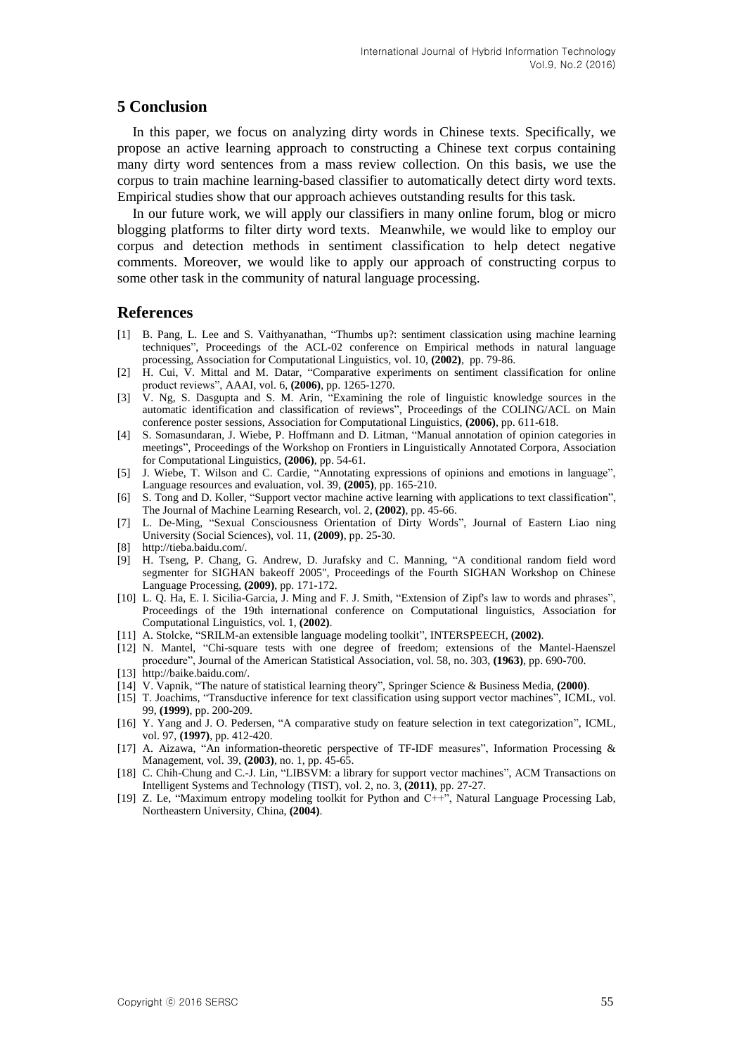## 5 Conclusion

In this paper, we focus on analyzing dirty words in Chinese texts. Specifically, we propose an active learning approach to constructing a Chinese text corpus containing many dirty word sentences from a mass review collection. On this basis, we use the corpus to train machine learning-based classifier to automatically detect dirty word texts. Empirical studies show that our approach achieves outstanding results for this task.

In our future work, we will apply our classifiers in many online forum, blog or micro blogging platforms to filter dirty word texts. Meanwhile, we would like to employ our corpus and detection methods in sentiment classification to help detect negative comments. Moreover, we would like to apply our approach of constructing corpus to some other task in the community of natural language processing.

## References

[1] B. Pang, L. Lee and S. Vaithyanathan, "Thumbs up?: sentiment classication using machine learning techniques", Proceedings of the ACL-02 conference on Empirical methods in natural language processing, Association for Computational Linguistics, vol. 10, **(2002)**, pp. 79-86.

[2] H. Cui, V. Mittal and M. Datar, "Comparative experiments on sentiment classification for online product reviews", AAAI, vol. 6, **(2006)**, pp. 1265-1270.

[3] V. Ng, S. Dasgupta and S. M. Arin, "Examining the role of linguistic knowledge sources in the automatic identification and classification of reviews", Proceedings of the COLING/ACL on Main conference poster sessions, Association for Computational Linguistics, **(2006)**, pp. 611-618.

[4] S. Somasundaran, J. Wiebe, P. Hoffmann and D. Litman, "Manual annotation of opinion categories in meetings", Proceedings of the Workshop on Frontiers in Linguistically Annotated Corpora, Association for Computational Linguistics, **(2006)**, pp. 54-61.

[5] J. Wiebe, T. Wilson and C. Cardie, "Annotating expressions of opinions and emotions in language", Language resources and evaluation, vol. 39, **(2005)**, pp. 165-210.

[6] S. Tong and D. Koller, "Support vector machine active learning with applications to text classification", The Journal of Machine Learning Research, vol. 2, **(2002)**, pp. 45-66.

[7] L. De-Ming, "Sexual Consciousness Orientation of Dirty Words", Journal of Eastern Liao ning University (Social Sciences), vol. 11, **(2009)**, pp. 25-30.

[8] http://tieba.baidu.com/.

[9] H. Tseng, P. Chang, G. Andrew, D. Jurafsky and C. Manning, "A conditional random field word segmenter for SIGHAN bakeoff 2005", Proceedings of the Fourth SIGHAN Workshop on Chinese Language Processing, **(2009)**, pp. 171-172.

[10] L. Q. Ha, E. I. Sicilia-Garcia, J. Ming and F. J. Smith, "Extension of Zipf's law to words and phrases", Proceedings of the 19th international conference on Computational linguistics, Association for Computational Linguistics, vol. 1, **(2002)**.

[11] A. Stolcke, "SRILM-an extensible language modeling toolkit", INTERSPEECH, **(2002)**.

[12] N. Mantel, "Chi-square tests with one degree of freedom; extensions of the Mantel-Haenszel procedure", Journal of the American Statistical Association, vol. 58, no. 303, **(1963)**, pp. 690-700.

[13] http://baike.baidu.com/.

[14] V. Vapnik, "The nature of statistical learning theory", Springer Science & Business Media, **(2000)**.

[15] T. Joachims, "Transductive inference for text classification using support vector machines", ICML, vol. 99, **(1999)**, pp. 200-209.

[16] Y. Yang and J. O. Pedersen, "A comparative study on feature selection in text categorization", ICML, vol. 97, **(1997)**, pp. 412-420.

[17] A. Aizawa, "An information-theoretic perspective of TF-IDF measures", Information Processing & Management, vol. 39, **(2003)**, no. 1, pp. 45-65.

[18] C. Chih-Chung and C.-J. Lin, "LIBSVM: a library for support vector machines", ACM Transactions on Intelligent Systems and Technology (TIST), vol. 2, no. 3, **(2011)**, pp. 27-27.

[19] Z. Le, "Maximum entropy modeling toolkit for Python and C++", Natural Language Processing Lab, Northeastern University, China, **(2004)**.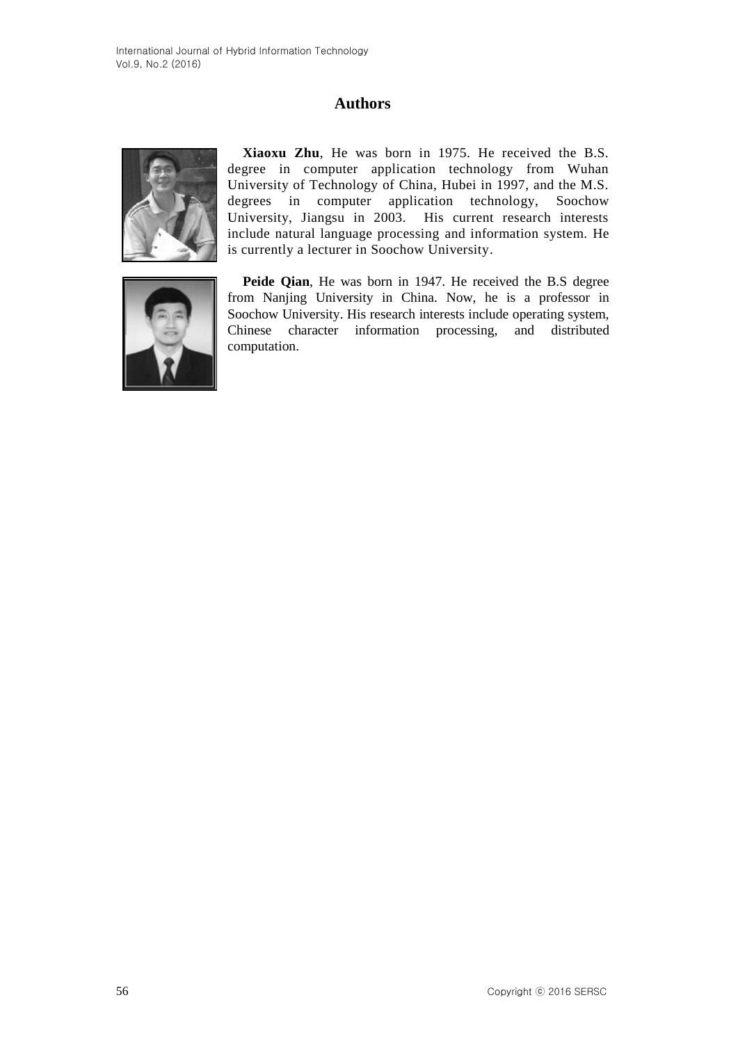## Authors

**Xiaoxu Zhu**, He was born in 1975. He received the B.S. degree in computer application technology from Wuhan University of Technology of China, Hubei in 1997, and the M.S. degrees in computer application technology, Soochow University, Jiangsu in 2003. His current research interests include natural language processing and information system. He is currently a lecturer in Soochow University.

**Peide Qian**, He was born in 1947. He received the B.S degree from Nanjing University in China. Now, he is a professor in Soochow University. His research interests include operating system, Chinese character information processing, and distributed computation.